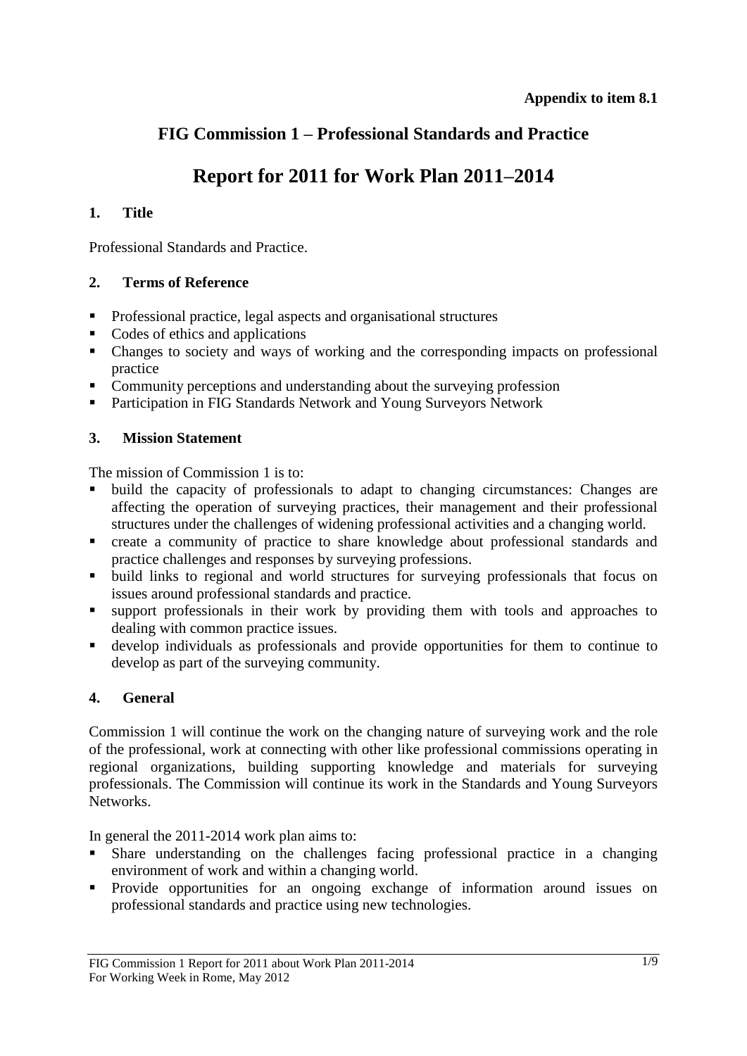**Appendix to item 8.1**

## FIG Commission 1 – Professional Standards and Practice

# Report for 2011 for Work Plan 2011–2014

### 1. Title

Professional Standards and Practice.

### 2. Terms of Reference

- Professional practice, legal aspects and organisational structures
- Codes of ethics and applications
- Changes to society and ways of working and the corresponding impacts on professional practice
- Community perceptions and understanding about the surveying profession
- Participation in FIG Standards Network and Young Surveyors Network

### 3. Mission Statement

The mission of Commission 1 is to:

- build the capacity of professionals to adapt to changing circumstances: Changes are affecting the operation of surveying practices, their management and their professional structures under the challenges of widening professional activities and a changing world.
- create a community of practice to share knowledge about professional standards and practice challenges and responses by surveying professions.
- build links to regional and world structures for surveying professionals that focus on issues around professional standards and practice.
- support professionals in their work by providing them with tools and approaches to dealing with common practice issues.
- develop individuals as professionals and provide opportunities for them to continue to develop as part of the surveying community.

### 4. General

Commission 1 will continue the work on the changing nature of surveying work and the role of the professional, work at connecting with other like professional commissions operating in regional organizations, building supporting knowledge and materials for surveying professionals. The Commission will continue its work in the Standards and Young Surveyors Networks.

In general the 2011-2014 work plan aims to:

- Share understanding on the challenges facing professional practice in a changing environment of work and within a changing world.
- Provide opportunities for an ongoing exchange of information around issues on professional standards and practice using new technologies.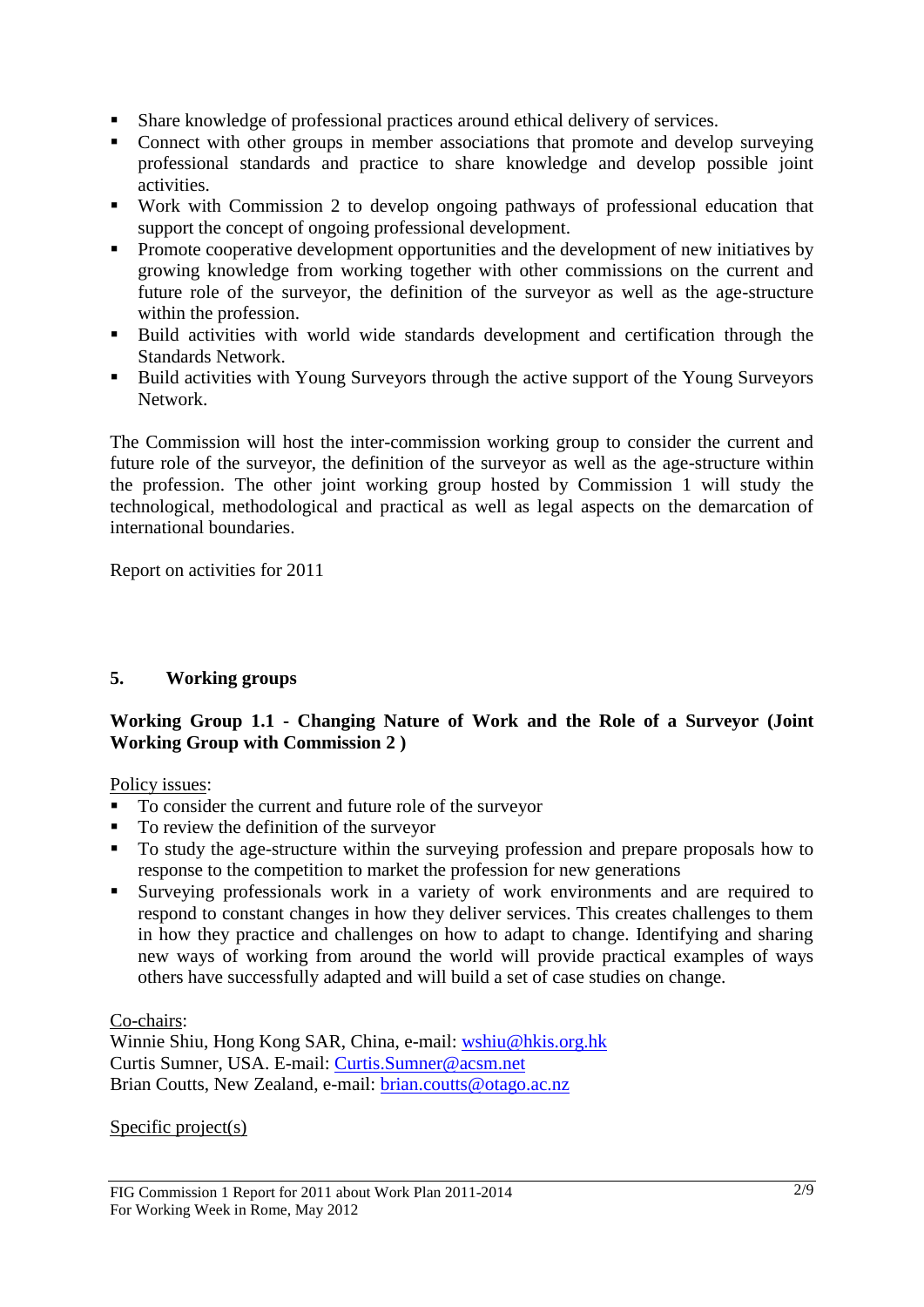- Share knowledge of professional practices around ethical delivery of services.
- Connect with other groups in member associations that promote and develop surveying professional standards and practice to share knowledge and develop possible joint activities.
- Work with Commission 2 to develop ongoing pathways of professional education that support the concept of ongoing professional development.
- Promote cooperative development opportunities and the development of new initiatives by growing knowledge from working together with other commissions on the current and future role of the surveyor, the definition of the surveyor as well as the age-structure within the profession.
- Build activities with world wide standards development and certification through the Standards Network.
- Build activities with Young Surveyors through the active support of the Young Surveyors Network.

The Commission will host the inter-commission working group to consider the current and future role of the surveyor, the definition of the surveyor as well as the age-structure within the profession. The other joint working group hosted by Commission 1 will study the technological, methodological and practical as well as legal aspects on the demarcation of international boundaries.

Report on activities for 2011

## 5. Working groups

### Working Group 1.1 - Changing Nature of Work and the Role of a Surveyor (Joint Working Group with Commission 2 )

Policy issues:

- To consider the current and future role of the surveyor
- To review the definition of the surveyor
- To study the age-structure within the surveying profession and prepare proposals how to response to the competition to market the profession for new generations
- Surveying professionals work in a variety of work environments and are required to respond to constant changes in how they deliver services. This creates challenges to them in how they practice and challenges on how to adapt to change. Identifying and sharing new ways of working from around the world will provide practical examples of ways others have successfully adapted and will build a set of case studies on change.

Co-chairs:
Winnie Shiu, Hong Kong SAR, China, e-mail: wshiu@hkis.org.hk
Curtis Sumner, USA. E-mail: Curtis.Sumner@acsm.net
Brian Coutts, New Zealand, e-mail: brian.coutts@otago.ac.nz

Specific project(s)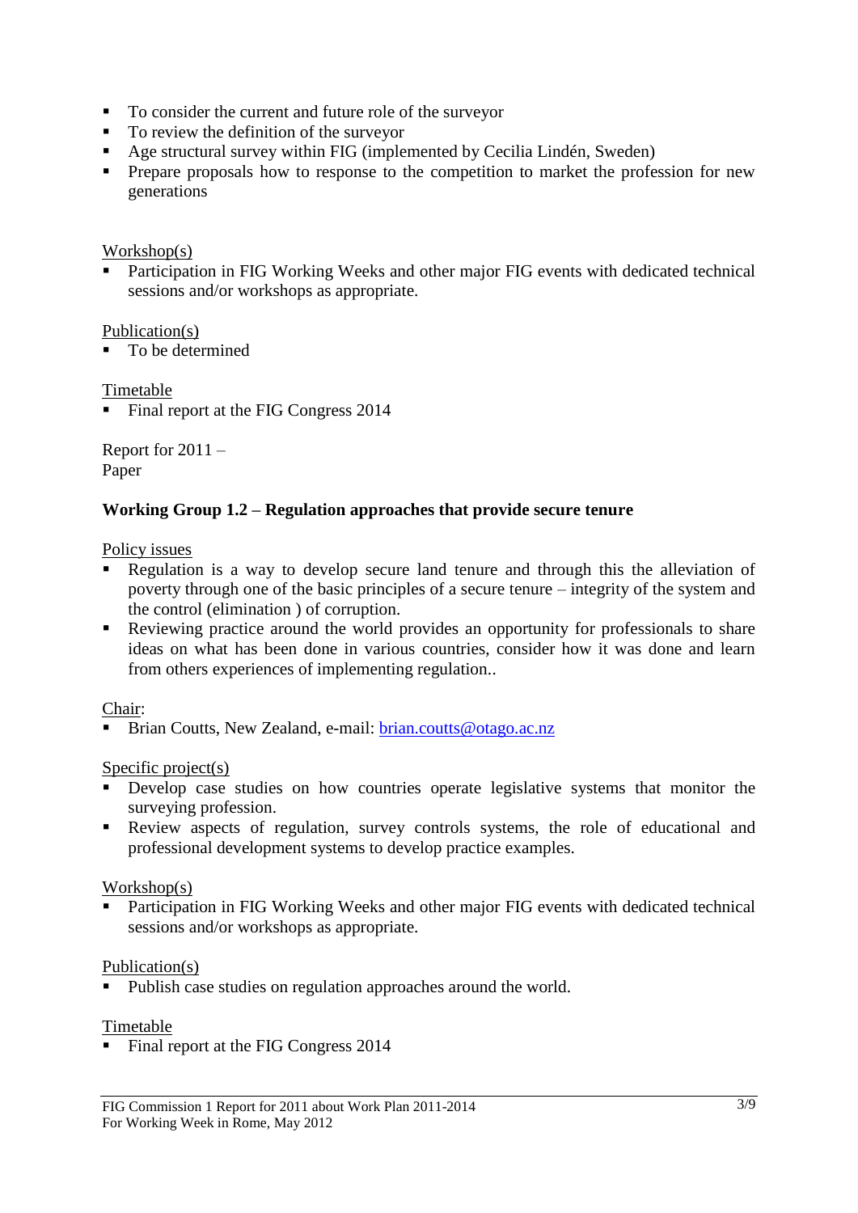- To consider the current and future role of the surveyor
- To review the definition of the surveyor
- Age structural survey within FIG (implemented by Cecilia Lindén, Sweden)
- Prepare proposals how to response to the competition to market the profession for new generations

Workshop(s)

- Participation in FIG Working Weeks and other major FIG events with dedicated technical sessions and/or workshops as appropriate.

Publication(s)

- To be determined

Timetable

- Final report at the FIG Congress 2014

Report for 2011 –
Paper

**Working Group 1.2 – Regulation approaches that provide secure tenure**

Policy issues

- Regulation is a way to develop secure land tenure and through this the alleviation of poverty through one of the basic principles of a secure tenure – integrity of the system and the control (elimination ) of corruption.
- Reviewing practice around the world provides an opportunity for professionals to share ideas on what has been done in various countries, consider how it was done and learn from others experiences of implementing regulation..

Chair:

- Brian Coutts, New Zealand, e-mail: brian.coutts@otago.ac.nz

Specific project(s)

- Develop case studies on how countries operate legislative systems that monitor the surveying profession.
- Review aspects of regulation, survey controls systems, the role of educational and professional development systems to develop practice examples.

Workshop(s)

- Participation in FIG Working Weeks and other major FIG events with dedicated technical sessions and/or workshops as appropriate.

Publication(s)

- Publish case studies on regulation approaches around the world.

Timetable

- Final report at the FIG Congress 2014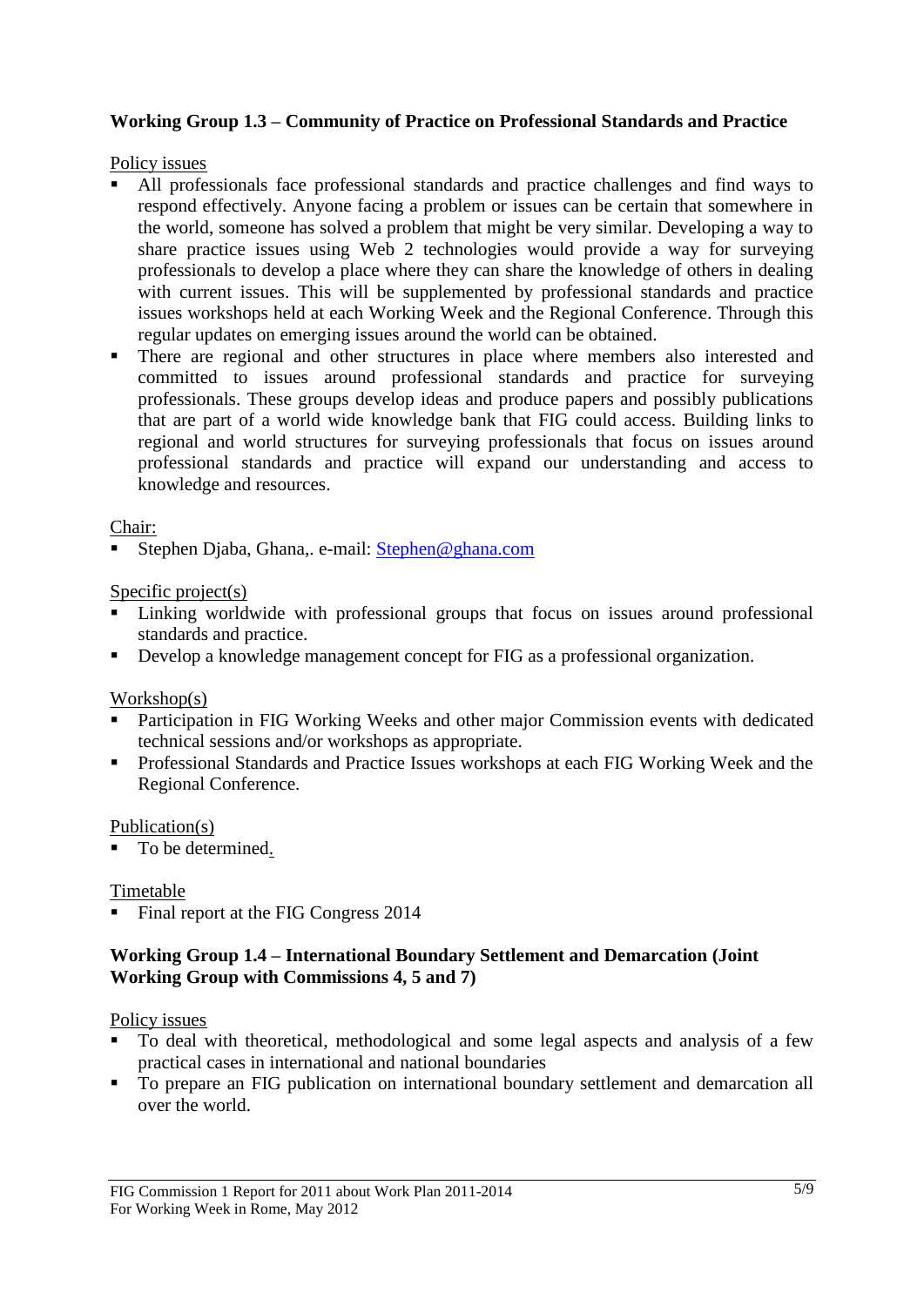**Working Group 1.3 – Community of Practice on Professional Standards and Practice**

Policy issues

- All professionals face professional standards and practice challenges and find ways to respond effectively. Anyone facing a problem or issues can be certain that somewhere in the world, someone has solved a problem that might be very similar. Developing a way to share practice issues using Web 2 technologies would provide a way for surveying professionals to develop a place where they can share the knowledge of others in dealing with current issues. This will be supplemented by professional standards and practice issues workshops held at each Working Week and the Regional Conference. Through this regular updates on emerging issues around the world can be obtained.
- There are regional and other structures in place where members also interested and committed to issues around professional standards and practice for surveying professionals. These groups develop ideas and produce papers and possibly publications that are part of a world wide knowledge bank that FIG could access. Building links to regional and world structures for surveying professionals that focus on issues around professional standards and practice will expand our understanding and access to knowledge and resources.

Chair:

- Stephen Djaba, Ghana,. e-mail: Stephen@ghana.com

Specific project(s)

- Linking worldwide with professional groups that focus on issues around professional standards and practice.
- Develop a knowledge management concept for FIG as a professional organization.

Workshop(s)

- Participation in FIG Working Weeks and other major Commission events with dedicated technical sessions and/or workshops as appropriate.
- Professional Standards and Practice Issues workshops at each FIG Working Week and the Regional Conference.

Publication(s)

- To be determined.

Timetable

- Final report at the FIG Congress 2014

**Working Group 1.4 – International Boundary Settlement and Demarcation (Joint Working Group with Commissions 4, 5 and 7)**

Policy issues

- To deal with theoretical, methodological and some legal aspects and analysis of a few practical cases in international and national boundaries
- To prepare an FIG publication on international boundary settlement and demarcation all over the world.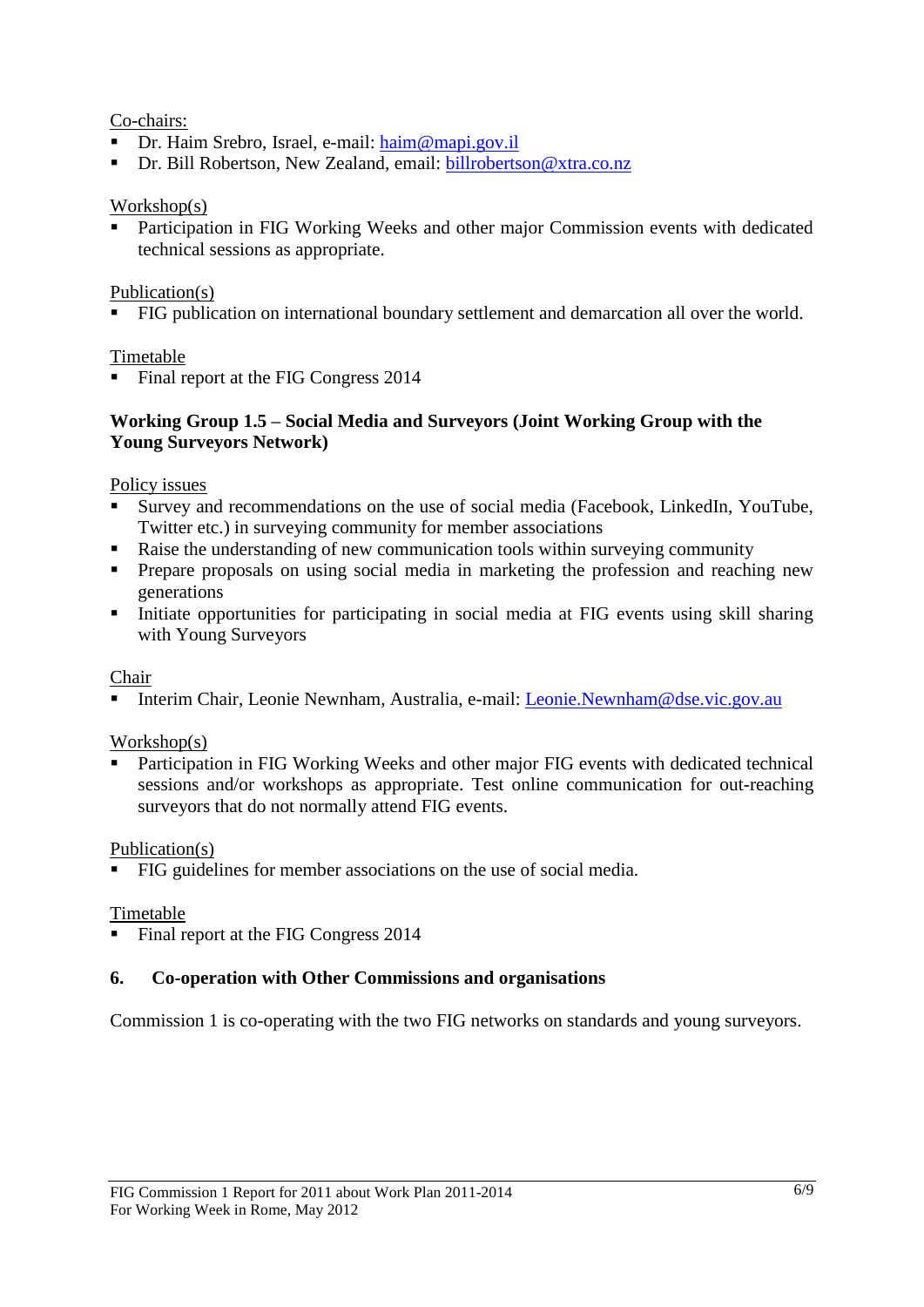Co-chairs:

- Dr. Haim Srebro, Israel, e-mail: haim@mapi.gov.il
- Dr. Bill Robertson, New Zealand, email: billrobertson@xtra.co.nz

Workshop(s)

- Participation in FIG Working Weeks and other major Commission events with dedicated technical sessions as appropriate.

Publication(s)

- FIG publication on international boundary settlement and demarcation all over the world.

Timetable

- Final report at the FIG Congress 2014

**Working Group 1.5 – Social Media and Surveyors (Joint Working Group with the Young Surveyors Network)**

Policy issues

- Survey and recommendations on the use of social media (Facebook, LinkedIn, YouTube, Twitter etc.) in surveying community for member associations
- Raise the understanding of new communication tools within surveying community
- Prepare proposals on using social media in marketing the profession and reaching new generations
- Initiate opportunities for participating in social media at FIG events using skill sharing with Young Surveyors

Chair

- Interim Chair, Leonie Newnham, Australia, e-mail: Leonie.Newnham@dse.vic.gov.au

Workshop(s)

- Participation in FIG Working Weeks and other major FIG events with dedicated technical sessions and/or workshops as appropriate. Test online communication for out-reaching surveyors that do not normally attend FIG events.

Publication(s)

- FIG guidelines for member associations on the use of social media.

Timetable

- Final report at the FIG Congress 2014

## 6. Co-operation with Other Commissions and organisations

Commission 1 is co-operating with the two FIG networks on standards and young surveyors.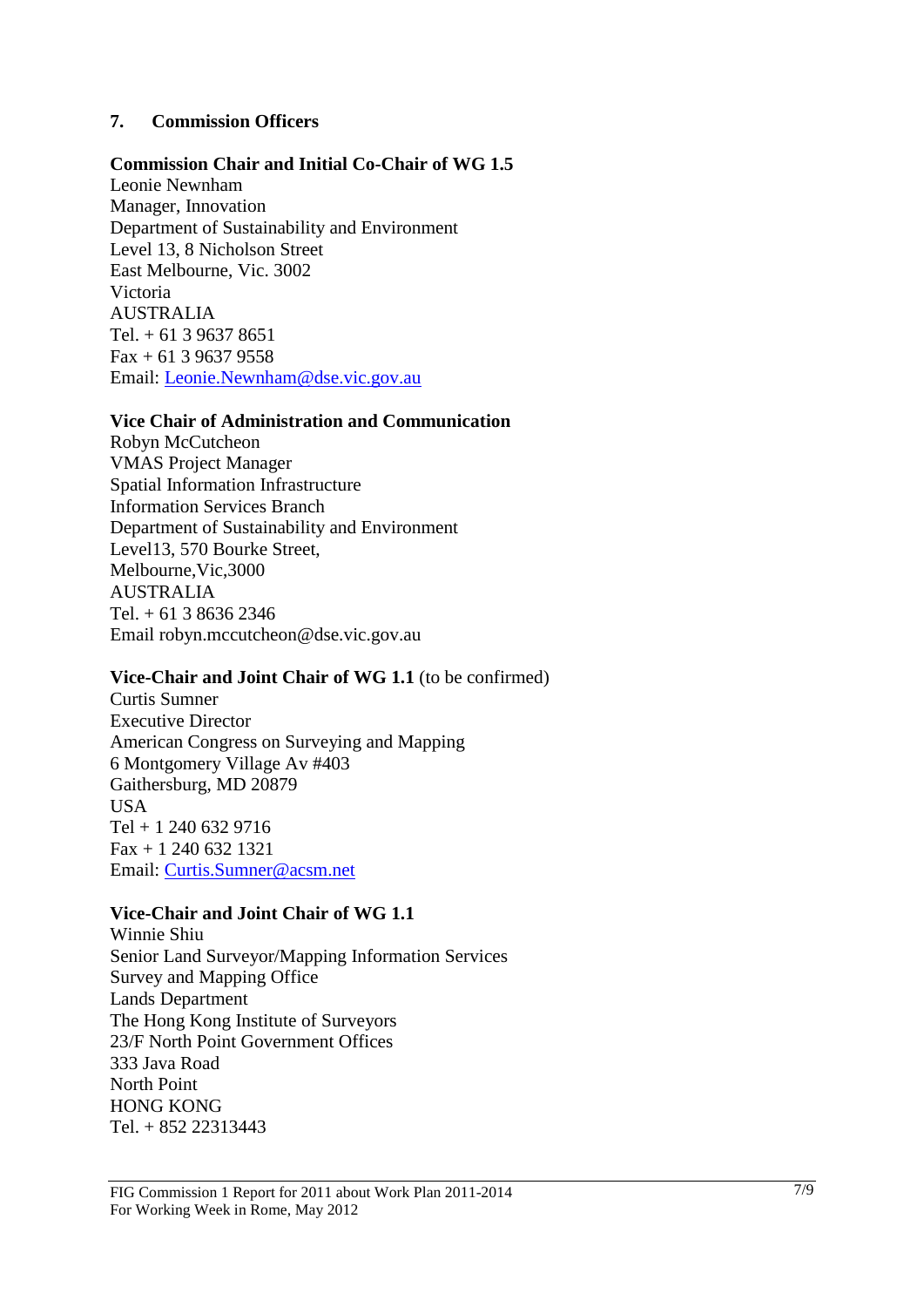## 7. Commission Officers

**Commission Chair and Initial Co-Chair of WG 1.5**
Leonie Newnham
Manager, Innovation
Department of Sustainability and Environment
Level 13, 8 Nicholson Street
East Melbourne, Vic. 3002
Victoria
AUSTRALIA
Tel. + 61 3 9637 8651
Fax + 61 3 9637 9558
Email: Leonie.Newnham@dse.vic.gov.au

**Vice Chair of Administration and Communication**
Robyn McCutcheon
VMAS Project Manager
Spatial Information Infrastructure
Information Services Branch
Department of Sustainability and Environment
Level13, 570 Bourke Street,
Melbourne,Vic,3000
AUSTRALIA
Tel. + 61 3 8636 2346
Email robyn.mccutcheon@dse.vic.gov.au

**Vice-Chair and Joint Chair of WG 1.1** (to be confirmed)
Curtis Sumner
Executive Director
American Congress on Surveying and Mapping
6 Montgomery Village Av #403
Gaithersburg, MD 20879
USA
Tel + 1 240 632 9716
Fax + 1 240 632 1321
Email: Curtis.Sumner@acsm.net

**Vice-Chair and Joint Chair of WG 1.1**
Winnie Shiu
Senior Land Surveyor/Mapping Information Services
Survey and Mapping Office
Lands Department
The Hong Kong Institute of Surveyors
23/F North Point Government Offices
333 Java Road
North Point
HONG KONG
Tel. + 852 22313443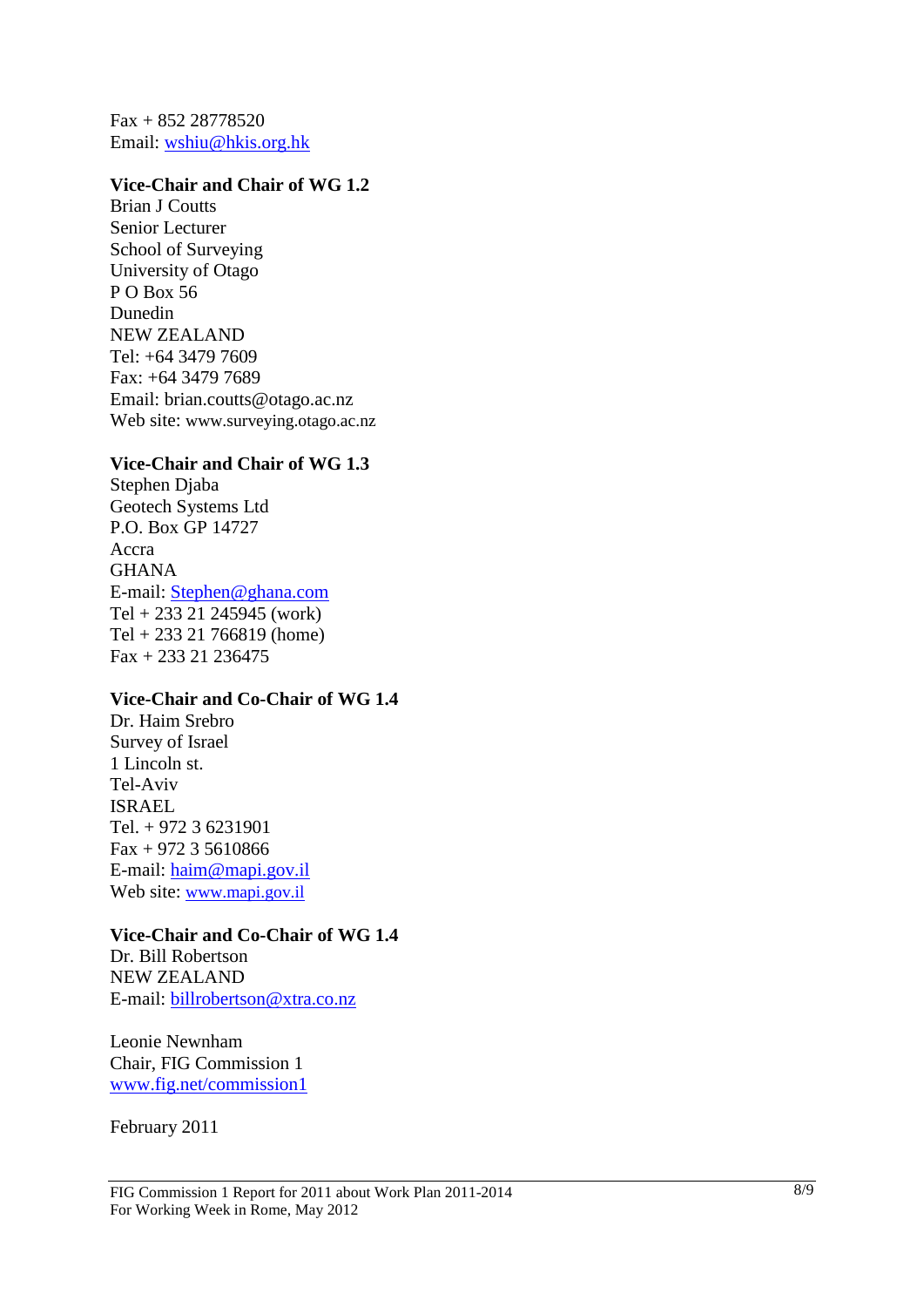Fax + 852 28778520
Email: wshiu@hkis.org.hk

**Vice-Chair and Chair of WG 1.2**
Brian J Coutts
Senior Lecturer
School of Surveying
University of Otago
P O Box 56
Dunedin
NEW ZEALAND
Tel: +64 3479 7609
Fax: +64 3479 7689
Email: brian.coutts@otago.ac.nz
Web site: www.surveying.otago.ac.nz

**Vice-Chair and Chair of WG 1.3**
Stephen Djaba
Geotech Systems Ltd
P.O. Box GP 14727
Accra
GHANA
E-mail: Stephen@ghana.com
Tel + 233 21 245945 (work)
Tel + 233 21 766819 (home)
Fax + 233 21 236475

**Vice-Chair and Co-Chair of WG 1.4**
Dr. Haim Srebro
Survey of Israel
1 Lincoln st.
Tel-Aviv
ISRAEL
Tel. + 972 3 6231901
Fax + 972 3 5610866
E-mail: haim@mapi.gov.il
Web site: www.mapi.gov.il

**Vice-Chair and Co-Chair of WG 1.4**
Dr. Bill Robertson
NEW ZEALAND
E-mail: billrobertson@xtra.co.nz

Leonie Newnham
Chair, FIG Commission 1
www.fig.net/commission1

February 2011